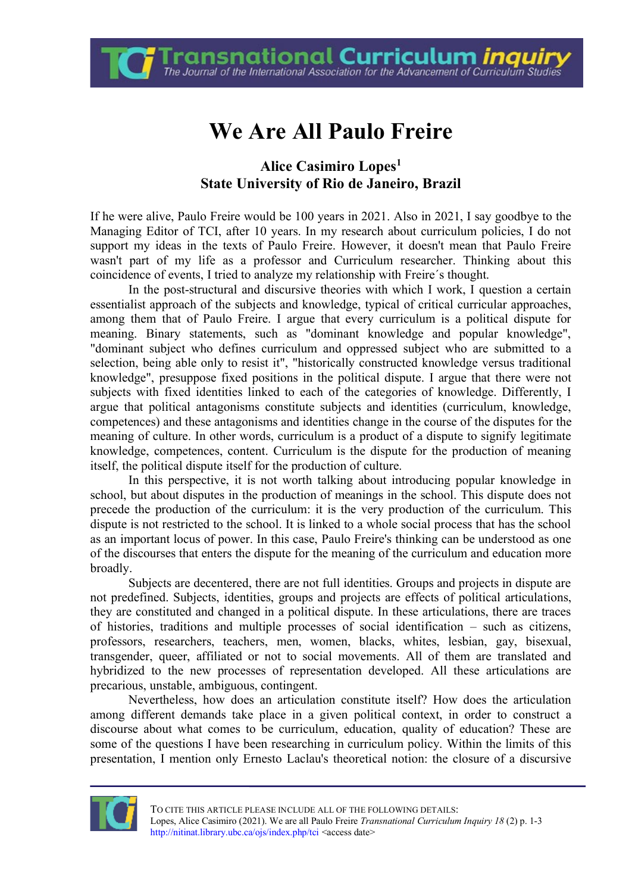# We Are All Paulo Freire

**Alice Casimiro Lopes[1]**
**State University of Rio de Janeiro, Brazil**

If he were alive, Paulo Freire would be 100 years in 2021. Also in 2021, I say goodbye to the Managing Editor of TCI, after 10 years. In my research about curriculum policies, I do not support my ideas in the texts of Paulo Freire. However, it doesn't mean that Paulo Freire wasn't part of my life as a professor and Curriculum researcher. Thinking about this coincidence of events, I tried to analyze my relationship with Freire´s thought.

In the post-structural and discursive theories with which I work, I question a certain essentialist approach of the subjects and knowledge, typical of critical curricular approaches, among them that of Paulo Freire. I argue that every curriculum is a political dispute for meaning. Binary statements, such as "dominant knowledge and popular knowledge", "dominant subject who defines curriculum and oppressed subject who are submitted to a selection, being able only to resist it", "historically constructed knowledge versus traditional knowledge", presuppose fixed positions in the political dispute. I argue that there were not subjects with fixed identities linked to each of the categories of knowledge. Differently, I argue that political antagonisms constitute subjects and identities (curriculum, knowledge, competences) and these antagonisms and identities change in the course of the disputes for the meaning of culture. In other words, curriculum is a product of a dispute to signify legitimate knowledge, competences, content. Curriculum is the dispute for the production of meaning itself, the political dispute itself for the production of culture.

In this perspective, it is not worth talking about introducing popular knowledge in school, but about disputes in the production of meanings in the school. This dispute does not precede the production of the curriculum: it is the very production of the curriculum. This dispute is not restricted to the school. It is linked to a whole social process that has the school as an important locus of power. In this case, Paulo Freire's thinking can be understood as one of the discourses that enters the dispute for the meaning of the curriculum and education more broadly.

Subjects are decentered, there are not full identities. Groups and projects in dispute are not predefined. Subjects, identities, groups and projects are effects of political articulations, they are constituted and changed in a political dispute. In these articulations, there are traces of histories, traditions and multiple processes of social identification – such as citizens, professors, researchers, teachers, men, women, blacks, whites, lesbian, gay, bisexual, transgender, queer, affiliated or not to social movements. All of them are translated and hybridized to the new processes of representation developed. All these articulations are precarious, unstable, ambiguous, contingent.

Nevertheless, how does an articulation constitute itself? How does the articulation among different demands take place in a given political context, in order to construct a discourse about what comes to be curriculum, education, quality of education? These are some of the questions I have been researching in curriculum policy. Within the limits of this presentation, I mention only Ernesto Laclau's theoretical notion: the closure of a discursive

TO CITE THIS ARTICLE PLEASE INCLUDE ALL OF THE FOLLOWING DETAILS:
Lopes, Alice Casimiro (2021). We are all Paulo Freire *Transnational Curriculum Inquiry 18* (2) p. 1-3
http://nitinat.library.ubc.ca/ojs/index.php/tci <access date>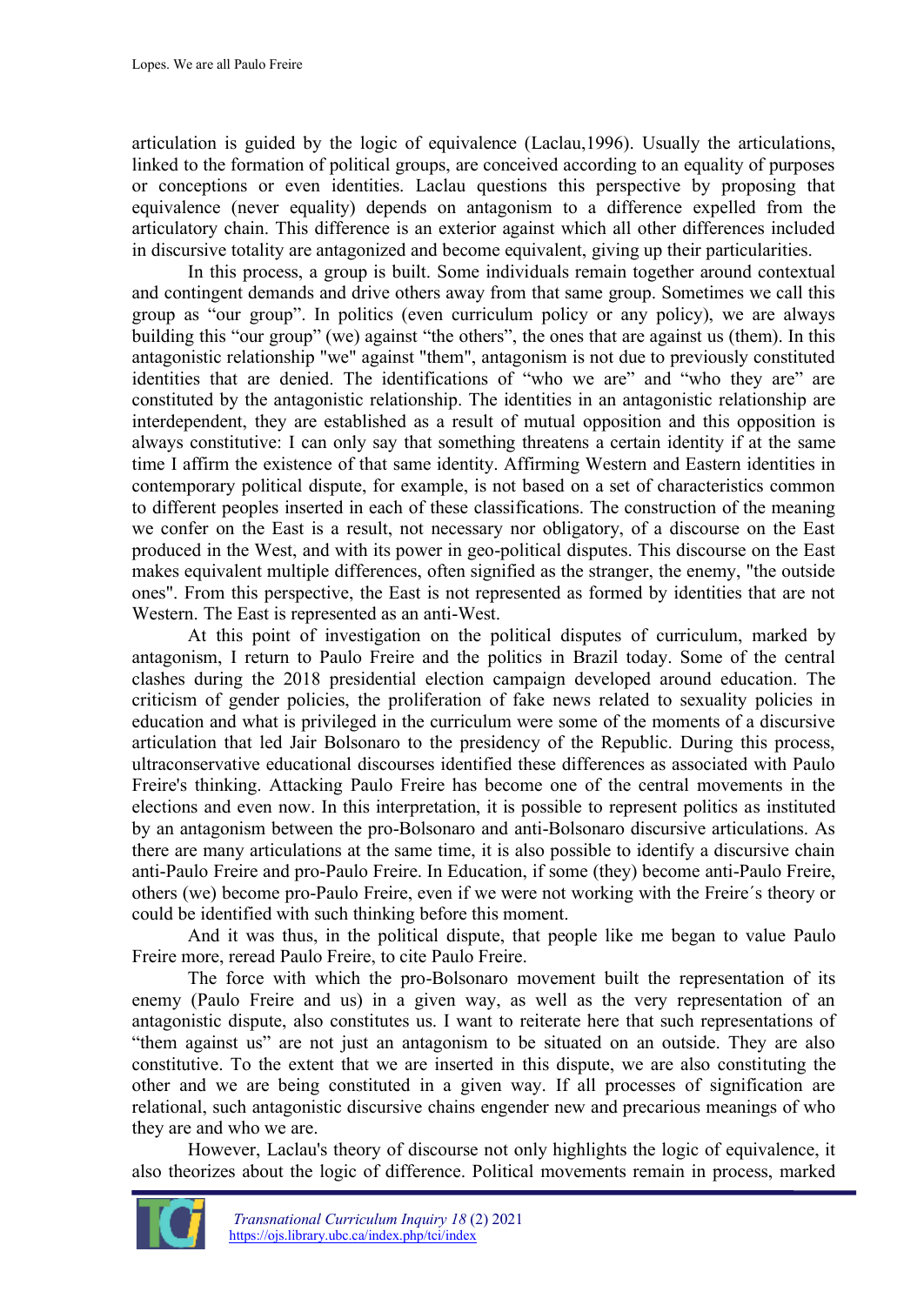articulation is guided by the logic of equivalence (Laclau,1996). Usually the articulations, linked to the formation of political groups, are conceived according to an equality of purposes or conceptions or even identities. Laclau questions this perspective by proposing that equivalence (never equality) depends on antagonism to a difference expelled from the articulatory chain. This difference is an exterior against which all other differences included in discursive totality are antagonized and become equivalent, giving up their particularities.

In this process, a group is built. Some individuals remain together around contextual and contingent demands and drive others away from that same group. Sometimes we call this group as "our group". In politics (even curriculum policy or any policy), we are always building this "our group" (we) against "the others", the ones that are against us (them). In this antagonistic relationship "we" against "them", antagonism is not due to previously constituted identities that are denied. The identifications of "who we are" and "who they are" are constituted by the antagonistic relationship. The identities in an antagonistic relationship are interdependent, they are established as a result of mutual opposition and this opposition is always constitutive: I can only say that something threatens a certain identity if at the same time I affirm the existence of that same identity. Affirming Western and Eastern identities in contemporary political dispute, for example, is not based on a set of characteristics common to different peoples inserted in each of these classifications. The construction of the meaning we confer on the East is a result, not necessary nor obligatory, of a discourse on the East produced in the West, and with its power in geo-political disputes. This discourse on the East makes equivalent multiple differences, often signified as the stranger, the enemy, "the outside ones". From this perspective, the East is not represented as formed by identities that are not Western. The East is represented as an anti-West.

At this point of investigation on the political disputes of curriculum, marked by antagonism, I return to Paulo Freire and the politics in Brazil today. Some of the central clashes during the 2018 presidential election campaign developed around education. The criticism of gender policies, the proliferation of fake news related to sexuality policies in education and what is privileged in the curriculum were some of the moments of a discursive articulation that led Jair Bolsonaro to the presidency of the Republic. During this process, ultraconservative educational discourses identified these differences as associated with Paulo Freire's thinking. Attacking Paulo Freire has become one of the central movements in the elections and even now. In this interpretation, it is possible to represent politics as instituted by an antagonism between the pro-Bolsonaro and anti-Bolsonaro discursive articulations. As there are many articulations at the same time, it is also possible to identify a discursive chain anti-Paulo Freire and pro-Paulo Freire. In Education, if some (they) become anti-Paulo Freire, others (we) become pro-Paulo Freire, even if we were not working with the Freire´s theory or could be identified with such thinking before this moment.

And it was thus, in the political dispute, that people like me began to value Paulo Freire more, reread Paulo Freire, to cite Paulo Freire.

The force with which the pro-Bolsonaro movement built the representation of its enemy (Paulo Freire and us) in a given way, as well as the very representation of an antagonistic dispute, also constitutes us. I want to reiterate here that such representations of "them against us" are not just an antagonism to be situated on an outside. They are also constitutive. To the extent that we are inserted in this dispute, we are also constituting the other and we are being constituted in a given way. If all processes of signification are relational, such antagonistic discursive chains engender new and precarious meanings of who they are and who we are.

However, Laclau's theory of discourse not only highlights the logic of equivalence, it also theorizes about the logic of difference. Political movements remain in process, marked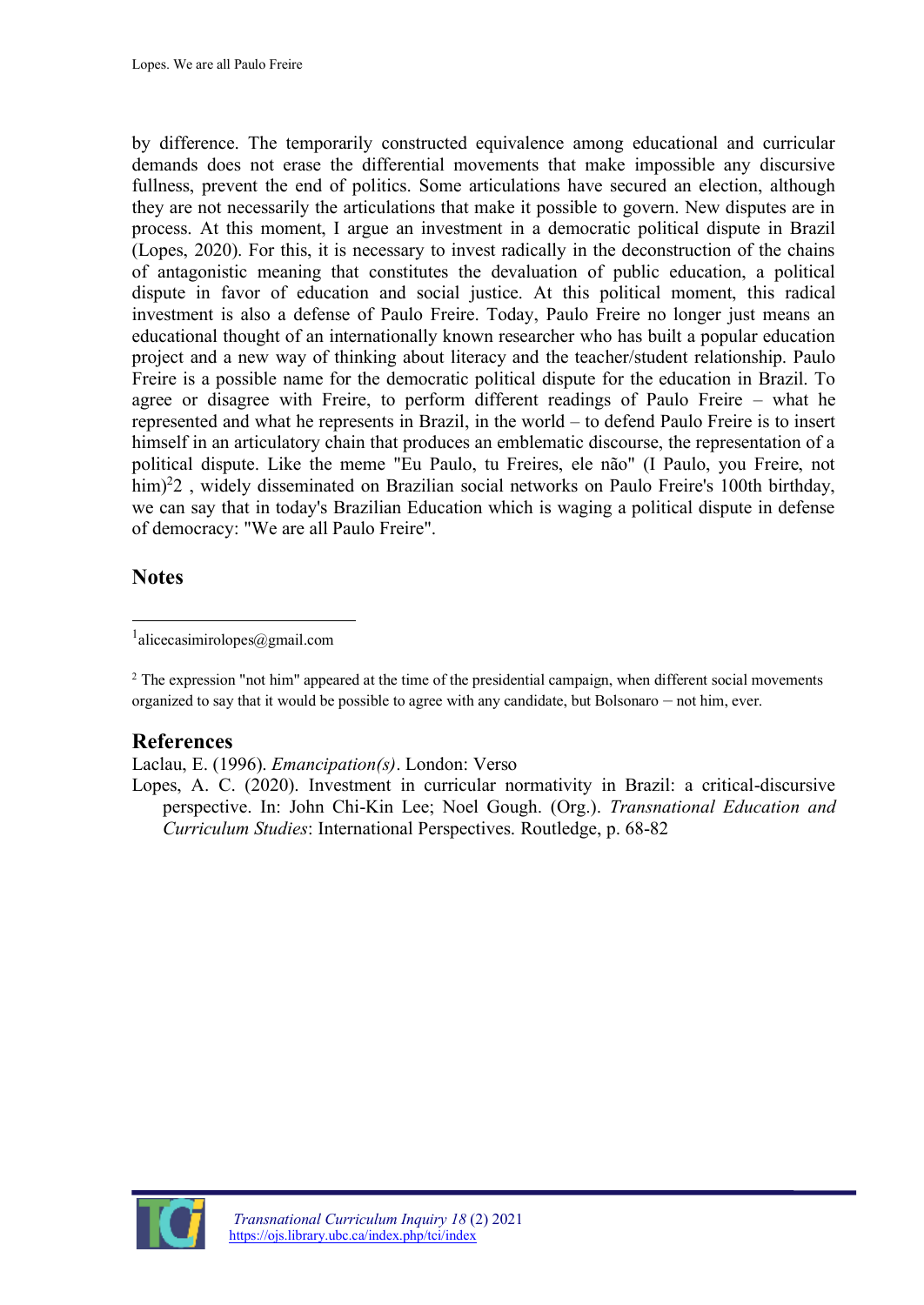by difference. The temporarily constructed equivalence among educational and curricular demands does not erase the differential movements that make impossible any discursive fullness, prevent the end of politics. Some articulations have secured an election, although they are not necessarily the articulations that make it possible to govern. New disputes are in process. At this moment, I argue an investment in a democratic political dispute in Brazil (Lopes, 2020). For this, it is necessary to invest radically in the deconstruction of the chains of antagonistic meaning that constitutes the devaluation of public education, a political dispute in favor of education and social justice. At this political moment, this radical investment is also a defense of Paulo Freire. Today, Paulo Freire no longer just means an educational thought of an internationally known researcher who has built a popular education project and a new way of thinking about literacy and the teacher/student relationship. Paulo Freire is a possible name for the democratic political dispute for the education in Brazil. To agree or disagree with Freire, to perform different readings of Paulo Freire – what he represented and what he represents in Brazil, in the world – to defend Paulo Freire is to insert himself in an articulatory chain that produces an emblematic discourse, the representation of a political dispute. Like the meme "Eu Paulo, tu Freires, ele não" (I Paulo, you Freire, not him)[2]2 , widely disseminated on Brazilian social networks on Paulo Freire's 100th birthday, we can say that in today's Brazilian Education which is waging a political dispute in defense of democracy: "We are all Paulo Freire".

## Notes

[1] alicecasimirolopes@gmail.com

[2] The expression "not him" appeared at the time of the presidential campaign, when different social movements organized to say that it would be possible to agree with any candidate, but Bolsonaro – not him, ever.

## References

Laclau, E. (1996). *Emancipation(s)*. London: Verso

Lopes, A. C. (2020). Investment in curricular normativity in Brazil: a critical-discursive perspective. In: John Chi-Kin Lee; Noel Gough. (Org.). *Transnational Education and Curriculum Studies*: International Perspectives. Routledge, p. 68-82